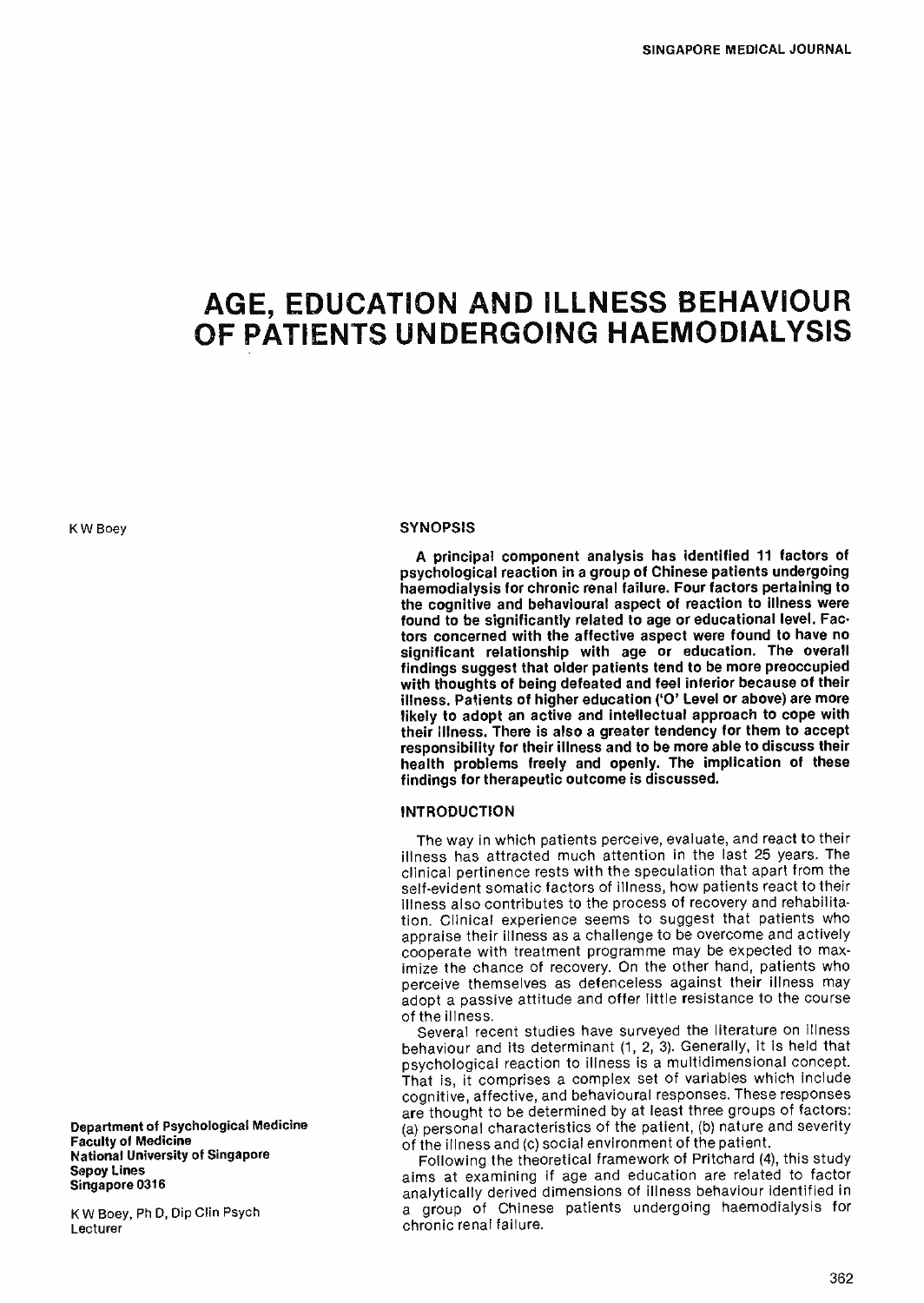# AGE, EDUCATION AND ILLNESS BEHAVIOUR OF PATIENTS UNDERGOING HAEMODIALYSIS

K W Boey

## SYNOPSIS

**A principal component analysis has identified 11 factors of psychological reaction in a group of Chinese patients undergoing haemodialysis for chronic renal failure. Four factors pertaining to the cognitive and behavioural aspect of reaction to illness were found to be significantly related to age or educational level. Factors concerned with the affective aspect were found to have no significant relationship with age or education. The overall findings suggest that older patients tend to be more preoccupied with thoughts of being defeated and feel inferior because of their illness. Patients of higher education ('O' Level or above) are more likely to adopt an active and intellectual approach to cope with their illness. There is also a greater tendency for them to accept responsibility for their illness and to be more able to discuss their health problems freely and openly. The implication of these findings for therapeutic outcome is discussed.**

## INTRODUCTION

The way in which patients perceive, evaluate, and react to their illness has attracted much attention in the last 25 years. The clinical pertinence rests with the speculation that apart from the self-evident somatic factors of illness, how patients react to their illness also contributes to the process of recovery and rehabilitation. Clinical experience seems to suggest that patients who appraise their illness as a challenge to be overcome and actively cooperate with treatment programme may be expected to maximize the chance of recovery. On the other hand, patients who perceive themselves as defenceless against their illness may adopt a passive attitude and offer little resistance to the course of the illness.

Several recent studies have surveyed the literature on illness behaviour and its determinant (1, 2, 3). Generally, it is held that psychological reaction to illness is a multidimensional concept. That is, it comprises a complex set of variables which include cognitive, affective, and behavioural responses. These responses are thought to be determined by at least three groups of factors: (a) personal characteristics of the patient, (b) nature and severity of the illness and (c) social environment of the patient.

Following the theoretical framework of Pritchard (4), this study aims at examining if age and education are related to factor analytically derived dimensions of illness behaviour identified in a group of Chinese patients undergoing haemodialysis for chronic renal failure.

**Department of Psychological Medicine**
**Faculty of Medicine**
**National University of Singapore**
**Sepoy Lines**
**Singapore 0316**

K W Boey, Ph D, Dip Clin Psych
Lecturer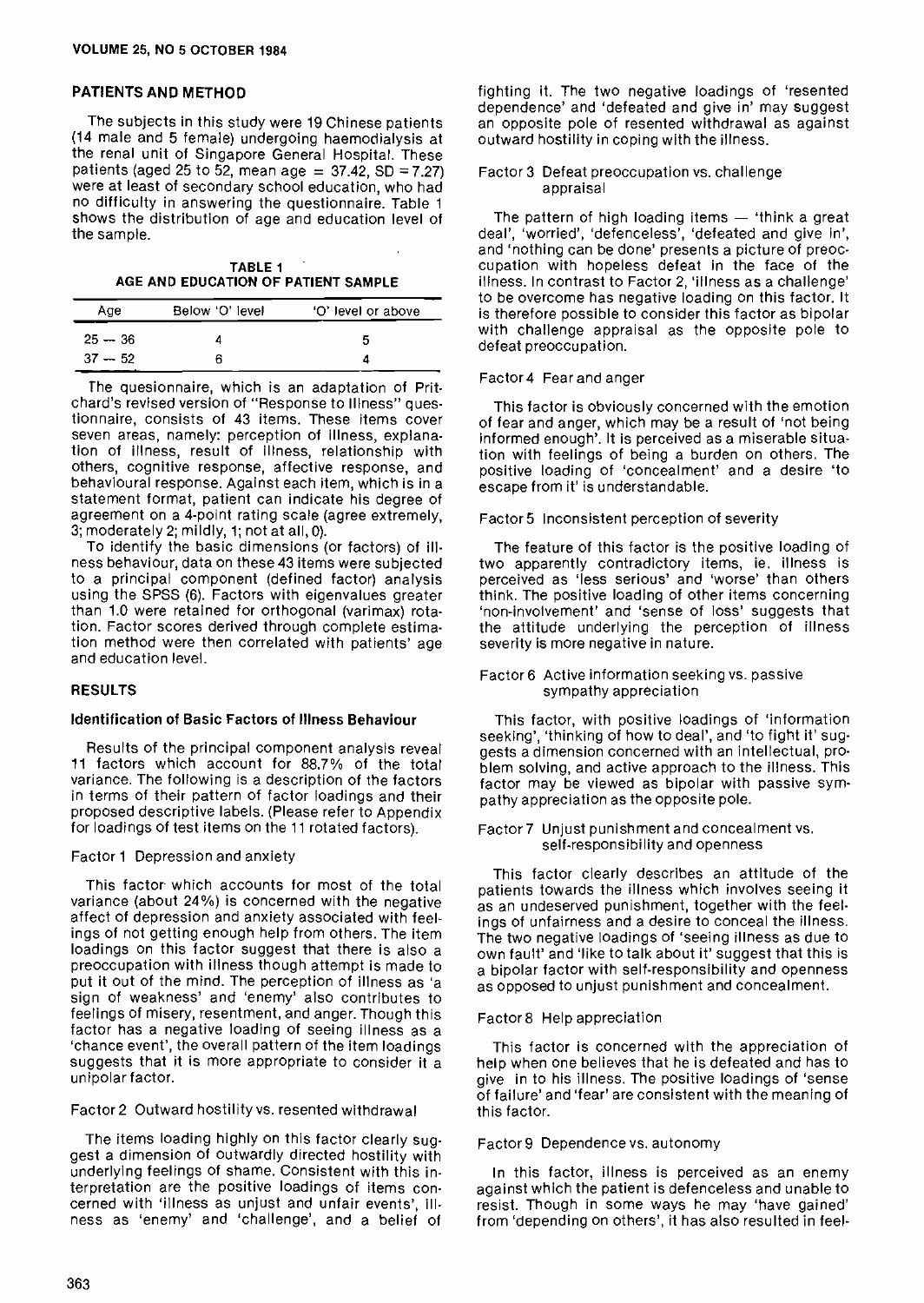## PATIENTS AND METHOD

The subjects in this study were 19 Chinese patients (14 male and 5 female) undergoing haemodialysis at the renal unit of Singapore General Hospital. These patients (aged 25 to 52, mean age = 37.42, SD = 7.27) were at least of secondary school education, who had no difficulty in answering the questionnaire. Table 1 shows the distribution of age and education level of the sample.

**TABLE 1**
**AGE AND EDUCATION OF PATIENT SAMPLE**

| Age | Below 'O' level | 'O' level or above |
|---|---|---|
| 25 — 36 | 4 | 5 |
| 37 — 52 | 6 | 4 |

The quesionnaire, which is an adaptation of Pritchard's revised version of "Response to Illness" questionnaire, consists of 43 items. These items cover seven areas, namely: perception of illness, explanation of illness, result of illness, relationship with others, cognitive response, affective response, and behavioural response. Against each item, which is in a statement format, patient can indicate his degree of agreement on a 4-point rating scale (agree extremely, 3; moderately 2; mildly, 1; not at all, 0).

To identify the basic dimensions (or factors) of illness behaviour, data on these 43 items were subjected to a principal component (defined factor) analysis using the SPSS (6). Factors with eigenvalues greater than 1.0 were retained for orthogonal (varimax) rotation. Factor scores derived through complete estimation method were then correlated with patients' age and education level.

## RESULTS

### Identification of Basic Factors of Illness Behaviour

Results of the principal component analysis reveal 11 factors which account for 88.7% of the total variance. The following is a description of the factors in terms of their pattern of factor loadings and their proposed descriptive labels. (Please refer to Appendix for loadings of test items on the 11 rotated factors).

#### Factor 1 Depression and anxiety

This factor which accounts for most of the total variance (about 24%) is concerned with the negative affect of depression and anxiety associated with feelings of not getting enough help from others. The item loadings on this factor suggest that there is also a preoccupation with illness though attempt is made to put it out of the mind. The perception of illness as 'a sign of weakness' and 'enemy' also contributes to feelings of misery, resentment, and anger. Though this factor has a negative loading of seeing illness as a 'chance event', the overall pattern of the item loadings suggests that it is more appropriate to consider it a unipolar factor.

#### Factor 2 Outward hostility vs. resented withdrawal

The items loading highly on this factor clearly suggest a dimension of outwardly directed hostility with underlying feelings of shame. Consistent with this interpretation are the positive loadings of items concerned with 'illness as unjust and unfair events', illness as 'enemy' and 'challenge', and a belief of fighting it. The two negative loadings of 'resented dependence' and 'defeated and give in' may suggest an opposite pole of resented withdrawal as against outward hostility in coping with the illness.

#### Factor 3 Defeat preoccupation vs. challenge appraisal

The pattern of high loading items — 'think a great deal', 'worried', 'defenceless', 'defeated and give in', and 'nothing can be done' presents a picture of preoccupation with hopeless defeat in the face of the illness. In contrast to Factor 2, 'illness as a challenge' to be overcome has negative loading on this factor. It is therefore possible to consider this factor as bipolar with challenge appraisal as the opposite pole to defeat preoccupation.

#### Factor 4 Fear and anger

This factor is obviously concerned with the emotion of fear and anger, which may be a result of 'not being informed enough'. It is perceived as a miserable situation with feelings of being a burden on others. The positive loading of 'concealment' and a desire 'to escape from it' is understandable.

#### Factor 5 Inconsistent perception of severity

The feature of this factor is the positive loading of two apparently contradictory items, ie. illness is perceived as 'less serious' and 'worse' than others think. The positive loading of other items concerning 'non-involvement' and 'sense of loss' suggests that the attitude underlying the perception of illness severity is more negative in nature.

#### Factor 6 Active information seeking vs. passive sympathy appreciation

This factor, with positive loadings of 'information seeking', 'thinking of how to deal', and 'to fight it' suggests a dimension concerned with an intellectual, problem solving, and active approach to the illness. This factor may be viewed as bipolar with passive sympathy appreciation as the opposite pole.

#### Factor 7 Unjust punishment and concealment vs. self-responsibility and openness

This factor clearly describes an attitude of the patients towards the illness which involves seeing it as an undeserved punishment, together with the feelings of unfairness and a desire to conceal the illness. The two negative loadings of 'seeing illness as due to own fault' and 'like to talk about it' suggest that this is a bipolar factor with self-responsibility and openness as opposed to unjust punishment and concealment.

#### Factor 8 Help appreciation

This factor is concerned with the appreciation of help when one believes that he is defeated and has to give in to his illness. The positive loadings of 'sense of failure' and 'fear' are consistent with the meaning of this factor.

#### Factor 9 Dependence vs. autonomy

In this factor, illness is perceived as an enemy against which the patient is defenceless and unable to resist. Though in some ways he may 'have gained' from 'depending on others', it has also resulted in feel-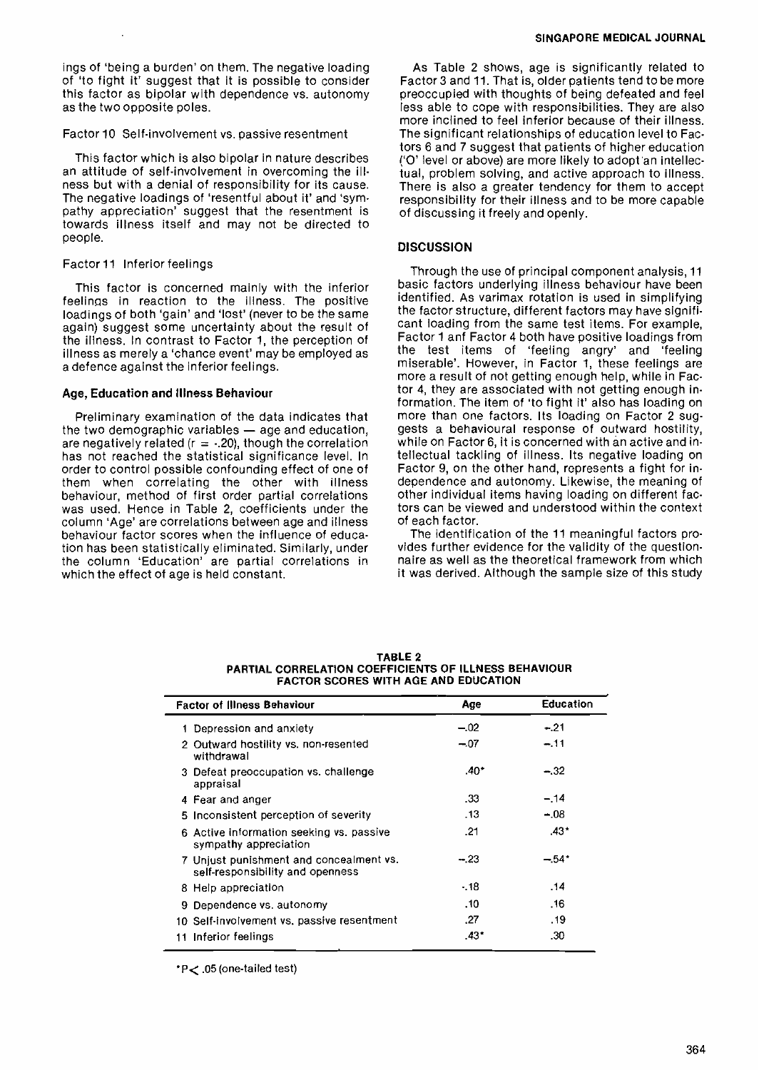ings of 'being a burden' on them. The negative loading of 'to fight it' suggest that it is possible to consider this factor as bipolar with dependence vs. autonomy as the two opposite poles.

Factor 10 Self-involvement vs. passive resentment

This factor which is also bipolar in nature describes an attitude of self-involvement in overcoming the illness but with a denial of responsibility for its cause. The negative loadings of 'resentful about it' and 'sympathy appreciation' suggest that the resentment is towards illness itself and may not be directed to people.

Factor 11 Inferior feelings

This factor is concerned mainly with the inferior feelings in reaction to the illness. The positive loadings of both 'gain' and 'lost' (never to be the same again) suggest some uncertainty about the result of the illness. In contrast to Factor 1, the perception of illness as merely a 'chance event' may be employed as a defence against the inferior feelings.

### Age, Education and Illness Behaviour

Preliminary examination of the data indicates that the two demographic variables — age and education, are negatively related ($r = -.20$), though the correlation has not reached the statistical significance level. In order to control possible confounding effect of one of them when correlating the other with illness behaviour, method of first order partial correlations was used. Hence in Table 2, coefficients under the column 'Age' are correlations between age and illness behaviour factor scores when the influence of education has been statistically eliminated. Similarly, under the column 'Education' are partial correlations in which the effect of age is held constant.

As Table 2 shows, age is significantly related to Factor 3 and 11. That is, older patients tend to be more preoccupied with thoughts of being defeated and feel less able to cope with responsibilities. They are also more inclined to feel inferior because of their illness. The significant relationships of education level to Factors 6 and 7 suggest that patients of higher education ('O' level or above) are more likely to adopt an intellectual, problem solving, and active approach to illness. There is also a greater tendency for them to accept responsibility for their illness and to be more capable of discussing it freely and openly.

## DISCUSSION

Through the use of principal component analysis, 11 basic factors underlying illness behaviour have been identified. As varimax rotation is used in simplifying the factor structure, different factors may have significant loading from the same test items. For example, Factor 1 anf Factor 4 both have positive loadings from the test items of 'feeling angry' and 'feeling miserable'. However, in Factor 1, these feelings are more a result of not getting enough help, while in Factor 4, they are associated with not getting enough information. The item of 'to fight it' also has loading on more than one factors. Its loading on Factor 2 suggests a behavioural response of outward hostility, while on Factor 6, it is concerned with an active and intellectual tackling of illness. Its negative loading on Factor 9, on the other hand, represents a fight for independence and autonomy. Likewise, the meaning of other individual items having loading on different factors can be viewed and understood within the context of each factor.

The identification of the 11 meaningful factors provides further evidence for the validity of the questionnaire as well as the theoretical framework from which it was derived. Although the sample size of this study

**TABLE 2**
**PARTIAL CORRELATION COEFFICIENTS OF ILLNESS BEHAVIOUR FACTOR SCORES WITH AGE AND EDUCATION**

| Factor of Illness Behaviour | Age | Education |
|---|---|---|
| 1 Depression and anxiety | -.02 | -.21 |
| 2 Outward hostility vs. non-resented withdrawal | -.07 | -.11 |
| 3 Defeat preoccupation vs. challenge appraisal | .40* | -.32 |
| 4 Fear and anger | .33 | -.14 |
| 5 Inconsistent perception of severity | .13 | -.08 |
| 6 Active information seeking vs. passive sympathy appreciation | .21 | .43* |
| 7 Unjust punishment and concealment vs. self-responsibility and openness | -.23 | -.54* |
| 8 Help appreciation | -.18 | .14 |
| 9 Dependence vs. autonomy | .10 | .16 |
| 10 Self-involvement vs. passive resentment | .27 | .19 |
| 11 Inferior feelings | .43* | .30 |

*$P < .05$ (one-tailed test)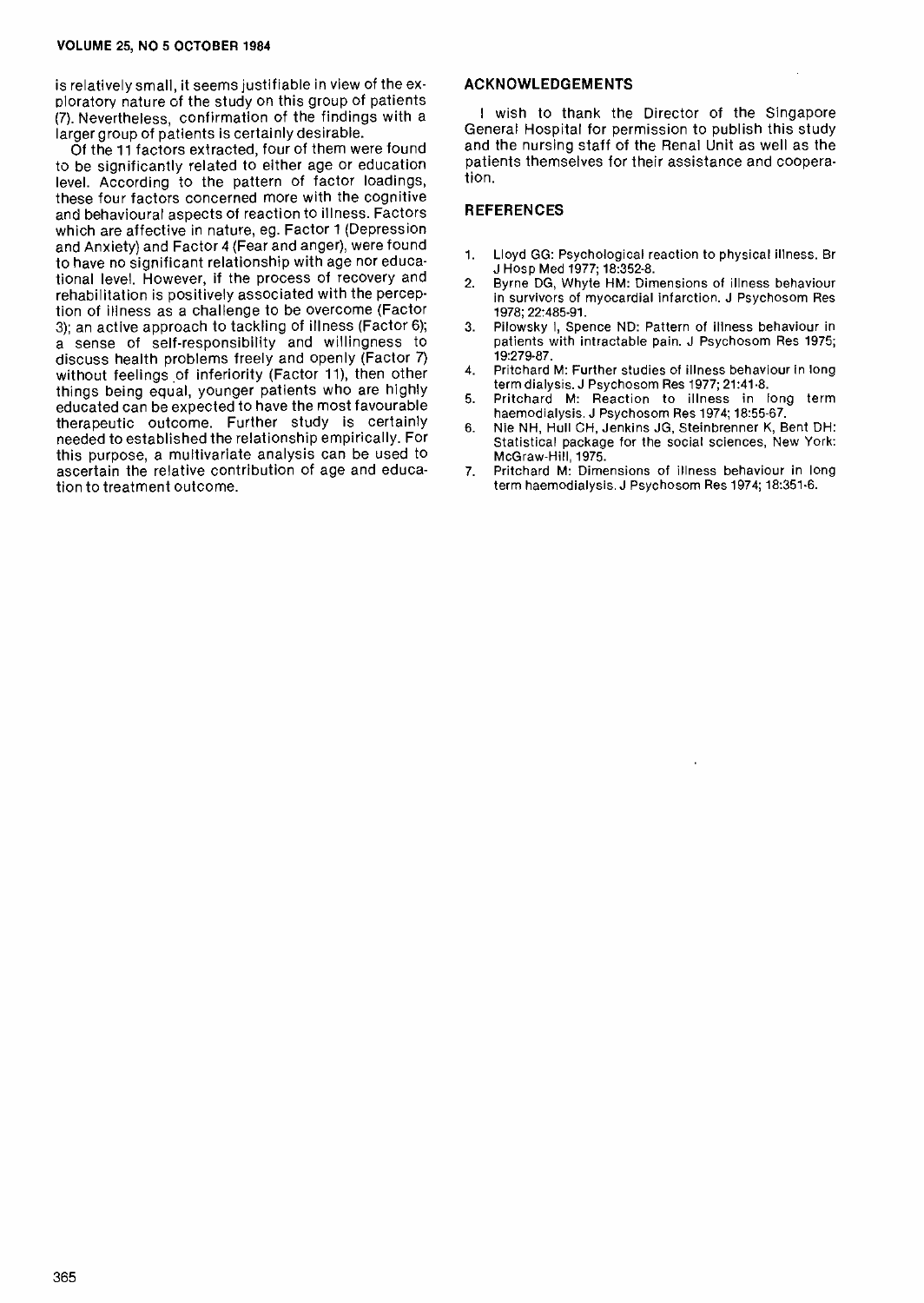is relatively small, it seems justifiable in view of the exploratory nature of the study on this group of patients (7). Nevertheless, confirmation of the findings with a larger group of patients is certainly desirable.

Of the 11 factors extracted, four of them were found to be significantly related to either age or education level. According to the pattern of factor loadings, these four factors concerned more with the cognitive and behavioural aspects of reaction to illness. Factors which are affective in nature, eg. Factor 1 (Depression and Anxiety) and Factor 4 (Fear and anger), were found to have no significant relationship with age nor educational level. However, if the process of recovery and rehabilitation is positively associated with the perception of illness as a challenge to be overcome (Factor 3); an active approach to tackling of illness (Factor 6); a sense of self-responsibility and willingness to discuss health problems freely and openly (Factor 7) without feelings of inferiority (Factor 11), then other things being equal, younger patients who are highly educated can be expected to have the most favourable therapeutic outcome. Further study is certainly needed to established the relationship empirically. For this purpose, a multivariate analysis can be used to ascertain the relative contribution of age and education to treatment outcome.

## ACKNOWLEDGEMENTS

I wish to thank the Director of the Singapore General Hospital for permission to publish this study and the nursing staff of the Renal Unit as well as the patients themselves for their assistance and cooperation.

## REFERENCES

1. Lloyd GG: Psychological reaction to physical illness. Br J Hosp Med 1977; 18:352-8.
2. Byrne DG, Whyte HM: Dimensions of illness behaviour in survivors of myocardial infarction. J Psychosom Res 1978; 22:485-91.
3. Pilowsky I, Spence ND: Pattern of illness behaviour in patients with intractable pain. J Psychosom Res 1975; 19:279-87.
4. Pritchard M: Further studies of illness behaviour in long term dialysis. J Psychosom Res 1977; 21:41-8.
5. Pritchard M: Reaction to illness in long term haemodialysis. J Psychosom Res 1974; 18:55-67.
6. Nie NH, Hull CH, Jenkins JG, Steinbrenner K, Bent DH: Statistical package for the social sciences, New York: McGraw-Hill, 1975.
7. Pritchard M: Dimensions of illness behaviour in long term haemodialysis. J Psychosom Res 1974; 18:351-6.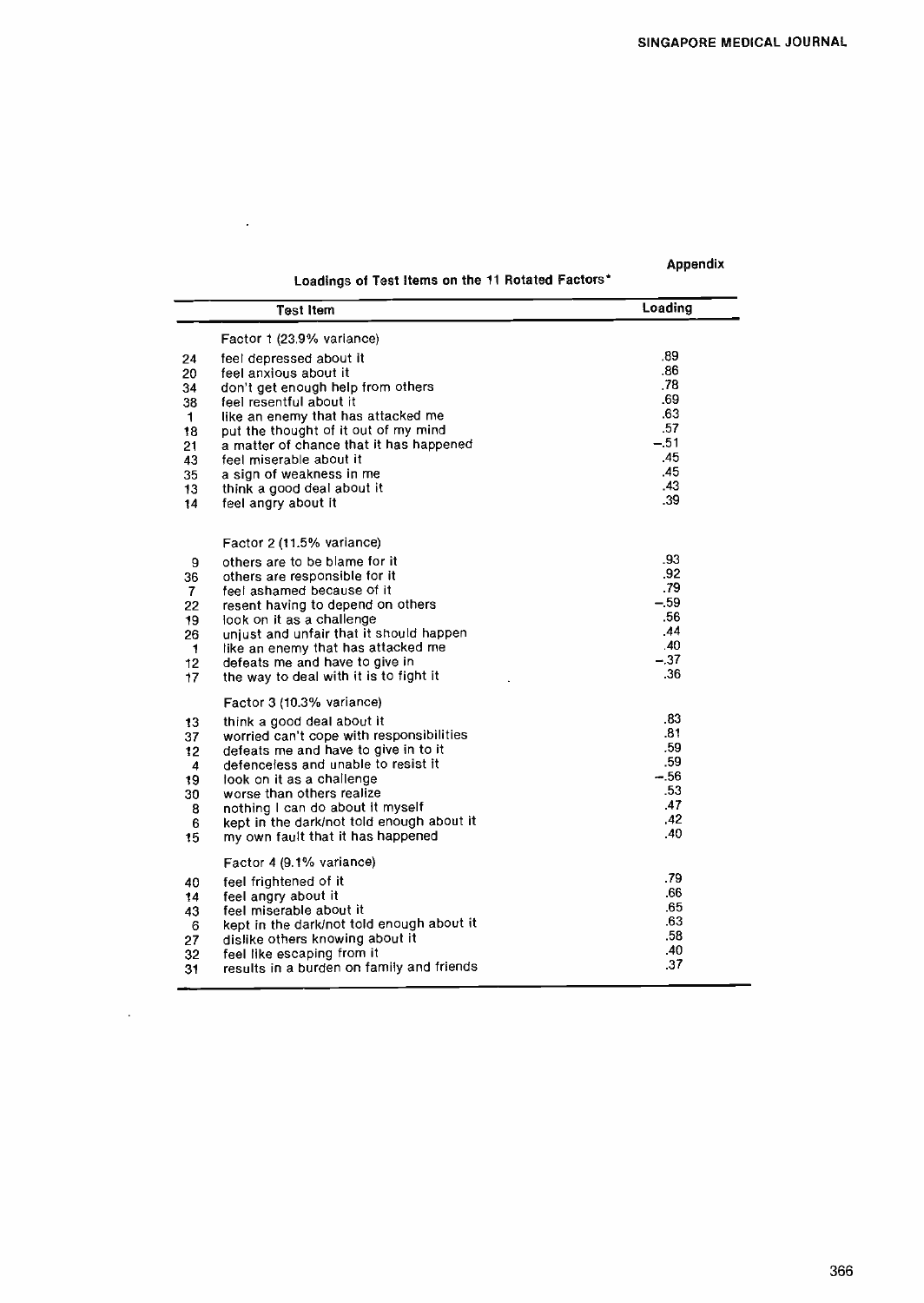**Appendix**

**Loadings of Test Items on the 11 Rotated Factors***

| | Test Item | Loading |
|---|---|---|
| | Factor 1 (23.9% variance) | |
| 24 | feel depressed about it | .89 |
| 20 | feel anxious about it | .86 |
| 34 | don't get enough help from others | .78 |
| 38 | feel resentful about it | .69 |
| 1 | like an enemy that has attacked me | .63 |
| 18 | put the thought of it out of my mind | .57 |
| 21 | a matter of chance that it has happened | −.51 |
| 43 | feel miserable about it | .45 |
| 35 | a sign of weakness in me | .45 |
| 13 | think a good deal about it | .43 |
| 14 | feel angry about it | .39 |
| | Factor 2 (11.5% variance) | |
| 9 | others are to be blame for it | .93 |
| 36 | others are responsible for it | .92 |
| 7 | feel ashamed because of it | .79 |
| 22 | resent having to depend on others | −.59 |
| 19 | look on it as a challenge | .56 |
| 26 | unjust and unfair that it should happen | .44 |
| 1 | like an enemy that has attacked me | .40 |
| 12 | defeats me and have to give in | −.37 |
| 17 | the way to deal with it is to fight it | .36 |
| | Factor 3 (10.3% variance) | |
| 13 | think a good deal about it | .83 |
| 37 | worried can't cope with responsibilities | .81 |
| 12 | defeats me and have to give in to it | .59 |
| 4 | defenceless and unable to resist it | .59 |
| 19 | look on it as a challenge | −.56 |
| 30 | worse than others realize | .53 |
| 8 | nothing I can do about it myself | .47 |
| 6 | kept in the dark/not told enough about it | .42 |
| 15 | my own fault that it has happened | .40 |
| | Factor 4 (9.1% variance) | |
| 40 | feel frightened of it | .79 |
| 14 | feel angry about it | .66 |
| 43 | feel miserable about it | .65 |
| 6 | kept in the dark/not told enough about it | .63 |
| 27 | dislike others knowing about it | .58 |
| 32 | feel like escaping from it | .40 |
| 31 | results in a burden on family and friends | .37 |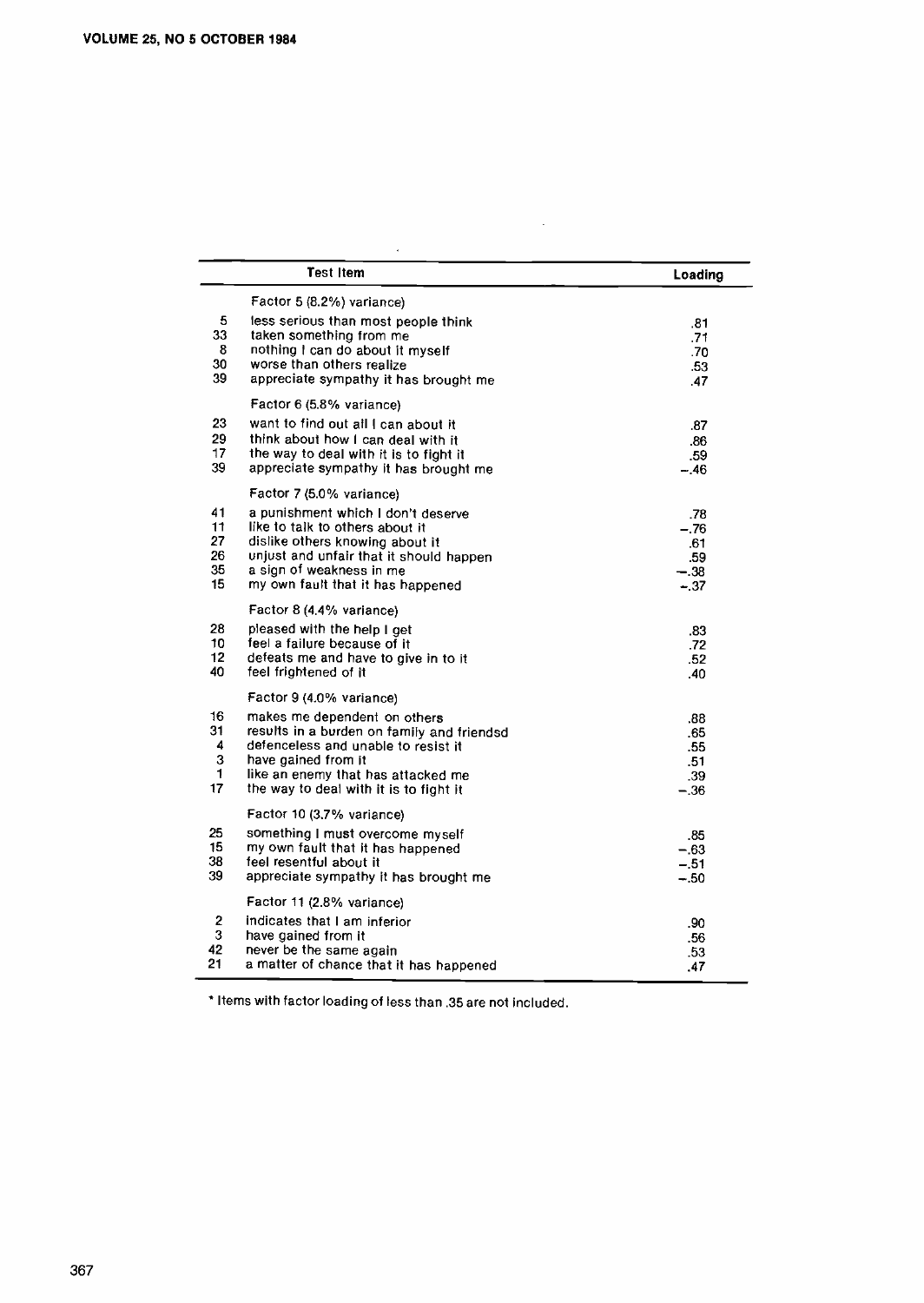| | Test Item | Loading |
|---|---|---|
| | Factor 5 (8.2%) variance) | |
| 5 | less serious than most people think | .81 |
| 33 | taken something from me | .71 |
| 8 | nothing I can do about it myself | .70 |
| 30 | worse than others realize | .53 |
| 39 | appreciate sympathy it has brought me | .47 |
| | Factor 6 (5.8% variance) | |
| 23 | want to find out all I can about it | .87 |
| 29 | think about how I can deal with it | .86 |
| 17 | the way to deal with it is to fight it | .59 |
| 39 | appreciate sympathy it has brought me | −.46 |
| | Factor 7 (5.0% variance) | |
| 41 | a punishment which I don't deserve | .78 |
| 11 | like to talk to others about it | −.76 |
| 27 | dislike others knowing about it | .61 |
| 26 | unjust and unfair that it should happen | .59 |
| 35 | a sign of weakness in me | −.38 |
| 15 | my own fault that it has happened | −.37 |
| | Factor 8 (4.4% variance) | |
| 28 | pleased with the help I get | .83 |
| 10 | feel a failure because of it | .72 |
| 12 | defeats me and have to give in to it | .52 |
| 40 | feel frightened of it | .40 |
| | Factor 9 (4.0% variance) | |
| 16 | makes me dependent on others | .88 |
| 31 | results in a burden on family and friendsd | .65 |
| 4 | defenceless and unable to resist it | .55 |
| 3 | have gained from it | .51 |
| 1 | like an enemy that has attacked me | .39 |
| 17 | the way to deal with it is to fight it | −.36 |
| | Factor 10 (3.7% variance) | |
| 25 | something I must overcome myself | .85 |
| 15 | my own fault that it has happened | −.63 |
| 38 | feel resentful about it | −.51 |
| 39 | appreciate sympathy it has brought me | −.50 |
| | Factor 11 (2.8% variance) | |
| 2 | indicates that I am inferior | .90 |
| 3 | have gained from it | .56 |
| 42 | never be the same again | .53 |
| 21 | a matter of chance that it has happened | .47 |

* Items with factor loading of less than .35 are not included.